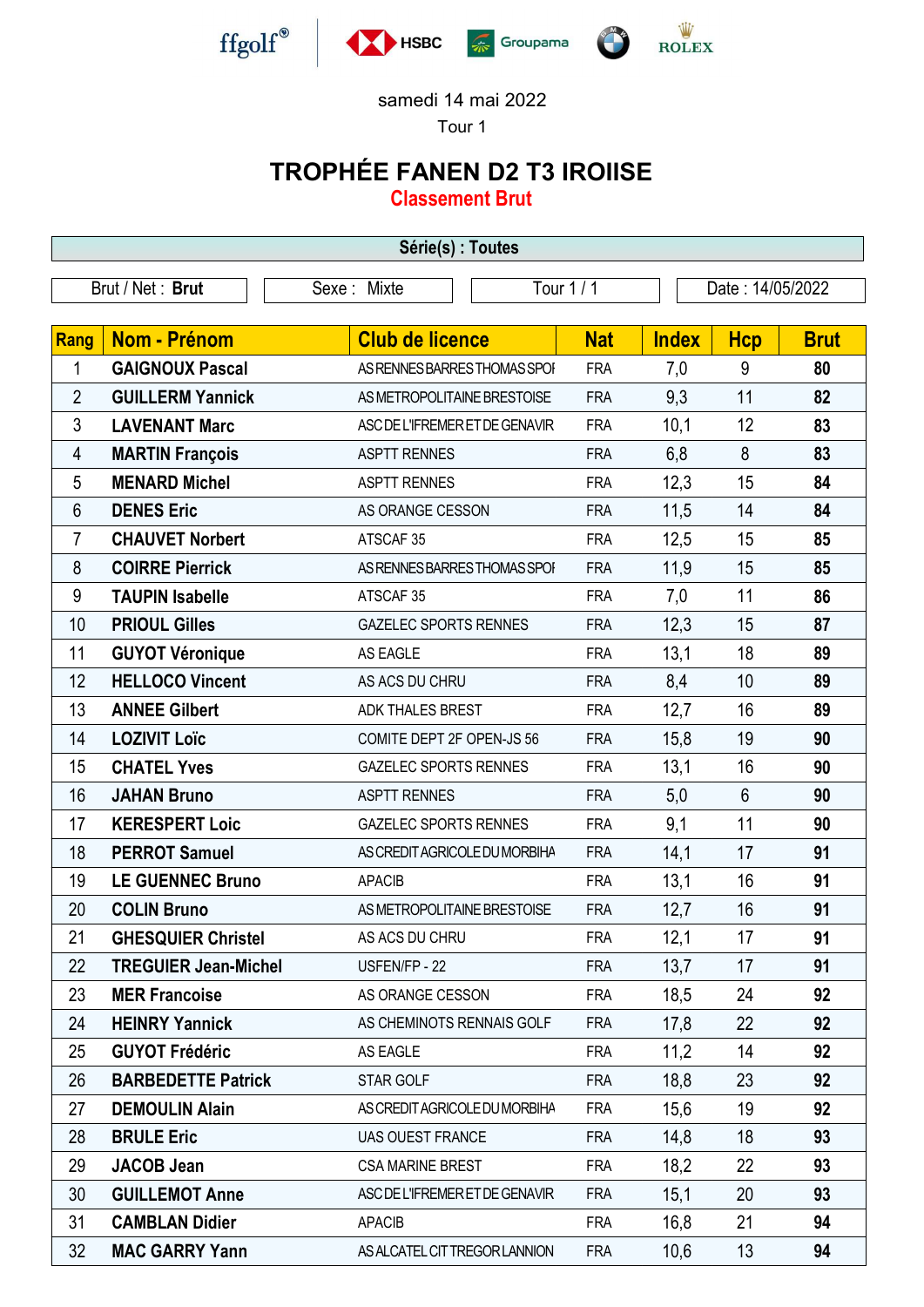ffgolf® HSBC Groupama ROLEX

samedi 14 mai 2022

Tour 1

# TROPHÉE FANEN D2 T3 IROISE

## Classement Brut

| Série(s) : Toutes | | | |
|---|---|---|---|
| Brut / Net : **Brut** | Sexe : Mixte | Tour 1 / 1 | Date : 14/05/2022 |

| Rang | Nom - Prénom | Club de licence | Nat | Index | Hcp | Brut |
|---|---|---|---|---|---|---|
| 1 | **GAIGNOUX Pascal** | AS RENNES BARRES THOMAS SPOI | FRA | 7,0 | 9 | **80** |
| 2 | **GUILLERM Yannick** | AS METROPOLITAINE BRESTOISE | FRA | 9,3 | 11 | **82** |
| 3 | **LAVENANT Marc** | ASC DE L'IFREMER ET DE GENAVIR | FRA | 10,1 | 12 | **83** |
| 4 | **MARTIN François** | ASPTT RENNES | FRA | 6,8 | 8 | **83** |
| 5 | **MENARD Michel** | ASPTT RENNES | FRA | 12,3 | 15 | **84** |
| 6 | **DENES Eric** | AS ORANGE CESSON | FRA | 11,5 | 14 | **84** |
| 7 | **CHAUVET Norbert** | ATSCAF 35 | FRA | 12,5 | 15 | **85** |
| 8 | **COIRRE Pierrick** | AS RENNES BARRES THOMAS SPOI | FRA | 11,9 | 15 | **85** |
| 9 | **TAUPIN Isabelle** | ATSCAF 35 | FRA | 7,0 | 11 | **86** |
| 10 | **PRIOUL Gilles** | GAZELEC SPORTS RENNES | FRA | 12,3 | 15 | **87** |
| 11 | **GUYOT Véronique** | AS EAGLE | FRA | 13,1 | 18 | **89** |
| 12 | **HELLOCO Vincent** | AS ACS DU CHRU | FRA | 8,4 | 10 | **89** |
| 13 | **ANNEE Gilbert** | ADK THALES BREST | FRA | 12,7 | 16 | **89** |
| 14 | **LOZIVIT Loïc** | COMITE DEPT 2F OPEN-JS 56 | FRA | 15,8 | 19 | **90** |
| 15 | **CHATEL Yves** | GAZELEC SPORTS RENNES | FRA | 13,1 | 16 | **90** |
| 16 | **JAHAN Bruno** | ASPTT RENNES | FRA | 5,0 | 6 | **90** |
| 17 | **KERESPERT Loic** | GAZELEC SPORTS RENNES | FRA | 9,1 | 11 | **90** |
| 18 | **PERROT Samuel** | AS CREDIT AGRICOLE DU MORBIHA | FRA | 14,1 | 17 | **91** |
| 19 | **LE GUENNEC Bruno** | APACIB | FRA | 13,1 | 16 | **91** |
| 20 | **COLIN Bruno** | AS METROPOLITAINE BRESTOISE | FRA | 12,7 | 16 | **91** |
| 21 | **GHESQUIER Christel** | AS ACS DU CHRU | FRA | 12,1 | 17 | **91** |
| 22 | **TREGUIER Jean-Michel** | USFEN/FP - 22 | FRA | 13,7 | 17 | **91** |
| 23 | **MER Francoise** | AS ORANGE CESSON | FRA | 18,5 | 24 | **92** |
| 24 | **HEINRY Yannick** | AS CHEMINOTS RENNAIS GOLF | FRA | 17,8 | 22 | **92** |
| 25 | **GUYOT Frédéric** | AS EAGLE | FRA | 11,2 | 14 | **92** |
| 26 | **BARBEDETTE Patrick** | STAR GOLF | FRA | 18,8 | 23 | **92** |
| 27 | **DEMOULIN Alain** | AS CREDIT AGRICOLE DU MORBIHA | FRA | 15,6 | 19 | **92** |
| 28 | **BRULE Eric** | UAS OUEST FRANCE | FRA | 14,8 | 18 | **93** |
| 29 | **JACOB Jean** | CSA MARINE BREST | FRA | 18,2 | 22 | **93** |
| 30 | **GUILLEMOT Anne** | ASC DE L'IFREMER ET DE GENAVIR | FRA | 15,1 | 20 | **93** |
| 31 | **CAMBLAN Didier** | APACIB | FRA | 16,8 | 21 | **94** |
| 32 | **MAC GARRY Yann** | AS ALCATEL CIT TREGOR LANNION | FRA | 10,6 | 13 | **94** |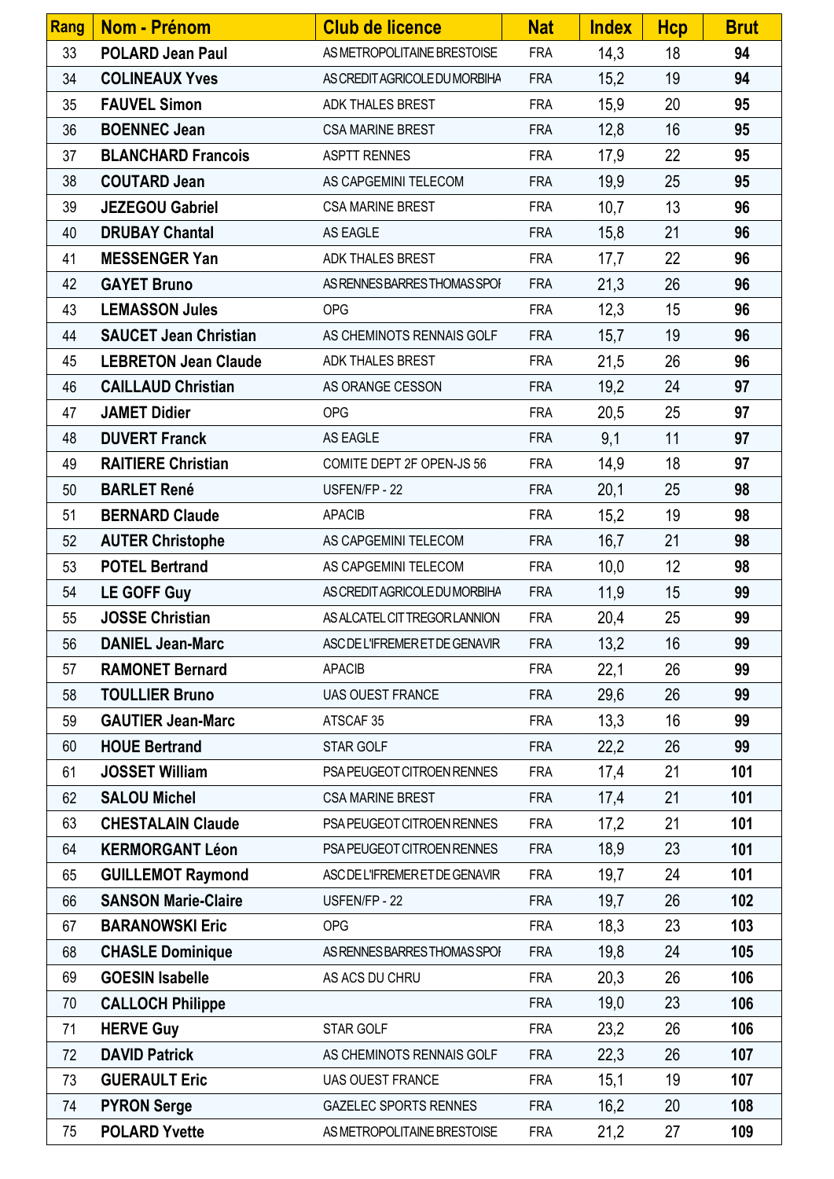| Rang | Nom - Prénom | Club de licence | Nat | Index | Hcp | Brut |
|---|---|---|---|---|---|---|
| 33 | **POLARD Jean Paul** | AS METROPOLITAINE BRESTOISE | FRA | 14,3 | 18 | **94** |
| 34 | **COLINEAUX Yves** | AS CREDIT AGRICOLE DU MORBIHA | FRA | 15,2 | 19 | **94** |
| 35 | **FAUVEL Simon** | ADK THALES BREST | FRA | 15,9 | 20 | **95** |
| 36 | **BOENNEC Jean** | CSA MARINE BREST | FRA | 12,8 | 16 | **95** |
| 37 | **BLANCHARD Francois** | ASPTT RENNES | FRA | 17,9 | 22 | **95** |
| 38 | **COUTARD Jean** | AS CAPGEMINI TELECOM | FRA | 19,9 | 25 | **95** |
| 39 | **JEZEGOU Gabriel** | CSA MARINE BREST | FRA | 10,7 | 13 | **96** |
| 40 | **DRUBAY Chantal** | AS EAGLE | FRA | 15,8 | 21 | **96** |
| 41 | **MESSENGER Yan** | ADK THALES BREST | FRA | 17,7 | 22 | **96** |
| 42 | **GAYET Bruno** | AS RENNES BARRES THOMAS SPOI | FRA | 21,3 | 26 | **96** |
| 43 | **LEMASSON Jules** | OPG | FRA | 12,3 | 15 | **96** |
| 44 | **SAUCET Jean Christian** | AS CHEMINOTS RENNAIS GOLF | FRA | 15,7 | 19 | **96** |
| 45 | **LEBRETON Jean Claude** | ADK THALES BREST | FRA | 21,5 | 26 | **96** |
| 46 | **CAILLAUD Christian** | AS ORANGE CESSON | FRA | 19,2 | 24 | **97** |
| 47 | **JAMET Didier** | OPG | FRA | 20,5 | 25 | **97** |
| 48 | **DUVERT Franck** | AS EAGLE | FRA | 9,1 | 11 | **97** |
| 49 | **RAITIERE Christian** | COMITE DEPT 2F OPEN-JS 56 | FRA | 14,9 | 18 | **97** |
| 50 | **BARLET René** | USFEN/FP - 22 | FRA | 20,1 | 25 | **98** |
| 51 | **BERNARD Claude** | APACIB | FRA | 15,2 | 19 | **98** |
| 52 | **AUTER Christophe** | AS CAPGEMINI TELECOM | FRA | 16,7 | 21 | **98** |
| 53 | **POTEL Bertrand** | AS CAPGEMINI TELECOM | FRA | 10,0 | 12 | **98** |
| 54 | **LE GOFF Guy** | AS CREDIT AGRICOLE DU MORBIHA | FRA | 11,9 | 15 | **99** |
| 55 | **JOSSE Christian** | AS ALCATEL CIT TREGOR LANNION | FRA | 20,4 | 25 | **99** |
| 56 | **DANIEL Jean-Marc** | ASC DE L'IFREMER ET DE GENAVIR | FRA | 13,2 | 16 | **99** |
| 57 | **RAMONET Bernard** | APACIB | FRA | 22,1 | 26 | **99** |
| 58 | **TOULLIER Bruno** | UAS OUEST FRANCE | FRA | 29,6 | 26 | **99** |
| 59 | **GAUTIER Jean-Marc** | ATSCAF 35 | FRA | 13,3 | 16 | **99** |
| 60 | **HOUE Bertrand** | STAR GOLF | FRA | 22,2 | 26 | **99** |
| 61 | **JOSSET William** | PSA PEUGEOT CITROEN RENNES | FRA | 17,4 | 21 | **101** |
| 62 | **SALOU Michel** | CSA MARINE BREST | FRA | 17,4 | 21 | **101** |
| 63 | **CHESTALAIN Claude** | PSA PEUGEOT CITROEN RENNES | FRA | 17,2 | 21 | **101** |
| 64 | **KERMORGANT Léon** | PSA PEUGEOT CITROEN RENNES | FRA | 18,9 | 23 | **101** |
| 65 | **GUILLEMOT Raymond** | ASC DE L'IFREMER ET DE GENAVIR | FRA | 19,7 | 24 | **101** |
| 66 | **SANSON Marie-Claire** | USFEN/FP - 22 | FRA | 19,7 | 26 | **102** |
| 67 | **BARANOWSKI Eric** | OPG | FRA | 18,3 | 23 | **103** |
| 68 | **CHASLE Dominique** | AS RENNES BARRES THOMAS SPOI | FRA | 19,8 | 24 | **105** |
| 69 | **GOESIN Isabelle** | AS ACS DU CHRU | FRA | 20,3 | 26 | **106** |
| 70 | **CALLOCH Philippe** | | FRA | 19,0 | 23 | **106** |
| 71 | **HERVE Guy** | STAR GOLF | FRA | 23,2 | 26 | **106** |
| 72 | **DAVID Patrick** | AS CHEMINOTS RENNAIS GOLF | FRA | 22,3 | 26 | **107** |
| 73 | **GUERAULT Eric** | UAS OUEST FRANCE | FRA | 15,1 | 19 | **107** |
| 74 | **PYRON Serge** | GAZELEC SPORTS RENNES | FRA | 16,2 | 20 | **108** |
| 75 | **POLARD Yvette** | AS METROPOLITAINE BRESTOISE | FRA | 21,2 | 27 | **109** |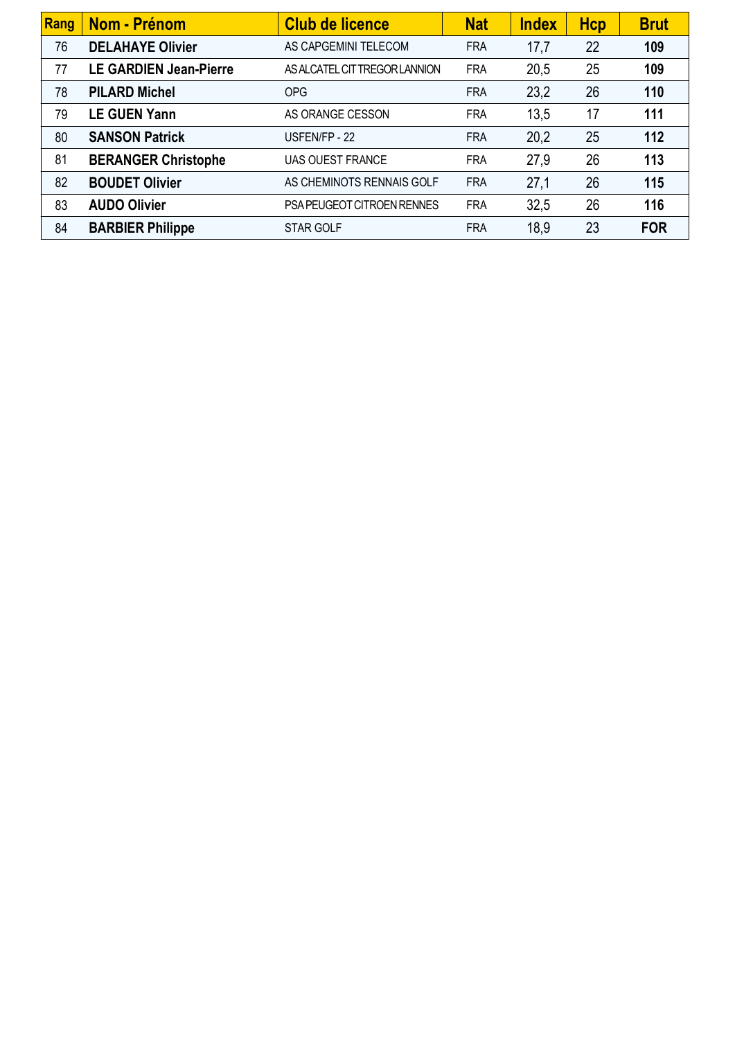| Rang | Nom - Prénom | Club de licence | Nat | Index | Hcp | Brut |
|---|---|---|---|---|---|---|
| 76 | **DELAHAYE Olivier** | AS CAPGEMINI TELECOM | FRA | 17,7 | 22 | **109** |
| 77 | **LE GARDIEN Jean-Pierre** | AS ALCATEL CIT TREGOR LANNION | FRA | 20,5 | 25 | **109** |
| 78 | **PILARD Michel** | OPG | FRA | 23,2 | 26 | **110** |
| 79 | **LE GUEN Yann** | AS ORANGE CESSON | FRA | 13,5 | 17 | **111** |
| 80 | **SANSON Patrick** | USFEN/FP - 22 | FRA | 20,2 | 25 | **112** |
| 81 | **BERANGER Christophe** | UAS OUEST FRANCE | FRA | 27,9 | 26 | **113** |
| 82 | **BOUDET Olivier** | AS CHEMINOTS RENNAIS GOLF | FRA | 27,1 | 26 | **115** |
| 83 | **AUDO Olivier** | PSA PEUGEOT CITROEN RENNES | FRA | 32,5 | 26 | **116** |
| 84 | **BARBIER Philippe** | STAR GOLF | FRA | 18,9 | 23 | **FOR** |